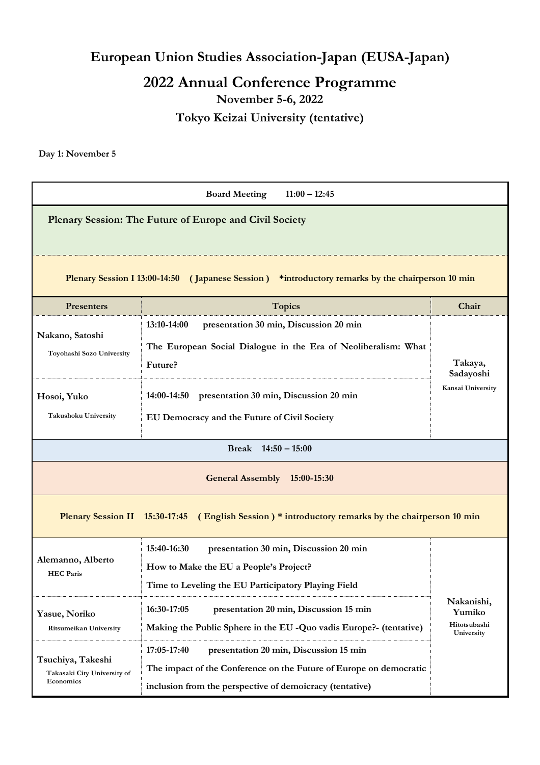# European Union Studies Association-Japan (EUSA-Japan)

## 2022 Annual Conference Programme

**November 5-6, 2022**

**Tokyo Keizai University (tentative)**

**Day 1: November 5**

| Presenters | Topics | Chair |
|---|---|---|
| **Board Meeting 11:00 – 12:45** | | |
| **Plenary Session: The Future of Europe and Civil Society** | | |
| **Plenary Session I 13:00-14:50 ( Japanese Session ) *introductory remarks by the chairperson 10 min** | | |
| **Presenters** | **Topics** | **Chair** |
| **Nakano, Satoshi** Toyohashi Sozo University | **13:10-14:00 presentation 30 min, Discussion 20 min** **The European Social Dialogue in the Era of Neoliberalism: What Future?** | **Takaya, Sadayoshi** Kansai University |
| **Hosoi, Yuko** Takushoku University | **14:00-14:50 presentation 30 min, Discussion 20 min** **EU Democracy and the Future of Civil Society** | |
| **Break 14:50 – 15:00** | | |
| **General Assembly 15:00-15:30** | | |
| **Plenary Session II 15:30-17:45 ( English Session ) * introductory remarks by the chairperson 10 min** | | |
| **Alemanno, Alberto** HEC Paris | **15:40-16:30 presentation 30 min, Discussion 20 min** **How to Make the EU a People's Project? Time to Leveling the EU Participatory Playing Field** | **Nakanishi, Yumiko** Hitotsubashi University |
| **Yasue, Noriko** Ritsumeikan University | **16:30-17:05 presentation 20 min, Discussion 15 min** **Making the Public Sphere in the EU -Quo vadis Europe?- (tentative)** | |
| **Tsuchiya, Takeshi** Takasaki City University of Economics | **17:05-17:40 presentation 20 min, Discussion 15 min** **The impact of the Conference on the Future of Europe on democratic inclusion from the perspective of demoicracy (tentative)** | |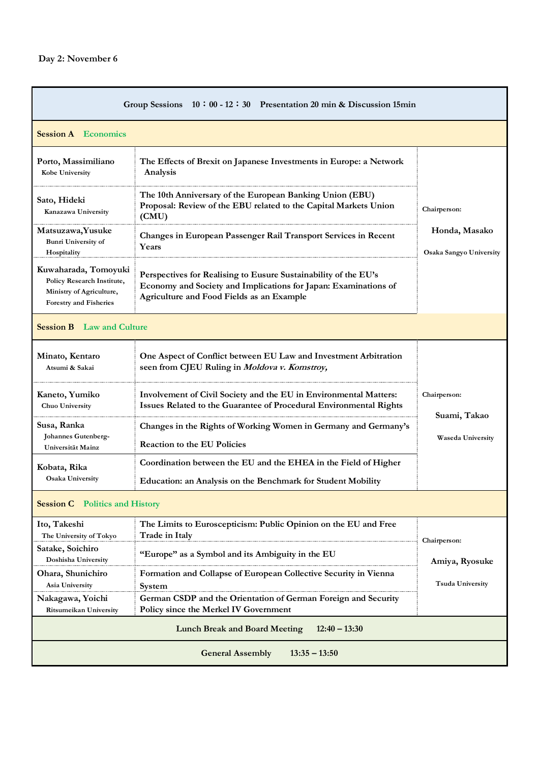Day 2: November 6

| Group Sessions 10：00 - 12：30 Presentation 20 min & Discussion 15min | | |
|---|---|---|
| **Session A Economics** | | |
| Porto, Massimiliano<br>Kobe University | The Effects of Brexit on Japanese Investments in Europe: a Network Analysis | Chairperson:<br>Honda, Masako<br>Osaka Sangyo University |
| Sato, Hideki<br>Kanazawa University | The 10th Anniversary of the European Banking Union (EBU) Proposal: Review of the EBU related to the Capital Markets Union (CMU) | |
| Matsuzawa,Yusuke<br>Bunri University of Hospitality | Changes in European Passenger Rail Transport Services in Recent Years | |
| Kuwaharada, Tomoyuki<br>Policy Research Institute, Ministry of Agriculture, Forestry and Fisheries | Perspectives for Realising to Eusure Sustainability of the EU's Economy and Society and Implications for Japan: Examinations of Agriculture and Food Fields as an Example | |
| **Session B Law and Culture** | | |
| Minato, Kentaro<br>Atsumi & Sakai | One Aspect of Conflict between EU Law and Investment Arbitration seen from CJEU Ruling in *Moldova v. Komstroy,* | Chairperson:<br>Suami, Takao<br>Waseda University |
| Kaneto, Yumiko<br>Chuo University | Involvement of Civil Society and the EU in Environmental Matters: Issues Related to the Guarantee of Procedural Environmental Rights | |
| Susa, Ranka<br>Johannes Gutenberg-Universität Mainz | Changes in the Rights of Working Women in Germany and Germany's Reaction to the EU Policies | |
| Kobata, Rika<br>Osaka University | Coordination between the EU and the EHEA in the Field of Higher Education: an Analysis on the Benchmark for Student Mobility | |
| **Session C Politics and History** | | |
| Ito, Takeshi<br>The University of Tokyo | The Limits to Euroscepticism: Public Opinion on the EU and Free Trade in Italy | Chairperson:<br>Amiya, Ryosuke<br>Tsuda University |
| Satake, Soichiro<br>Doshisha University | "Europe" as a Symbol and its Ambiguity in the EU | |
| Ohara, Shunichiro<br>Asia University | Formation and Collapse of European Collective Security in Vienna System | |
| Nakagawa, Yoichi<br>Ritsumeikan University | German CSDP and the Orientation of German Foreign and Security Policy since the Merkel IV Government | |
| Lunch Break and Board Meeting 12:40 – 13:30 | | |
| General Assembly 13:35 – 13:50 | | |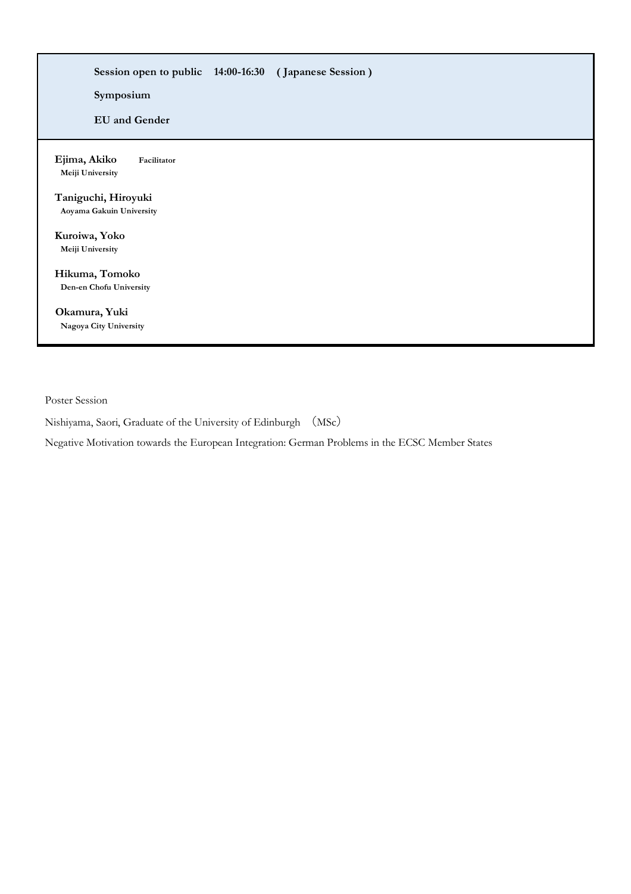**Session open to public　14:00-16:30　( Japanese Session )**

**Symposium**

**EU and Gender**

**Ejima, Akiko**　**Facilitator**
**Meiji University**

**Taniguchi, Hiroyuki**
**Aoyama Gakuin University**

**Kuroiwa, Yoko**
**Meiji University**

**Hikuma, Tomoko**
**Den-en Chofu University**

**Okamura, Yuki**
**Nagoya City University**

Poster Session

Nishiyama, Saori, Graduate of the University of Edinburgh　(MSc)

Negative Motivation towards the European Integration: German Problems in the ECSC Member States